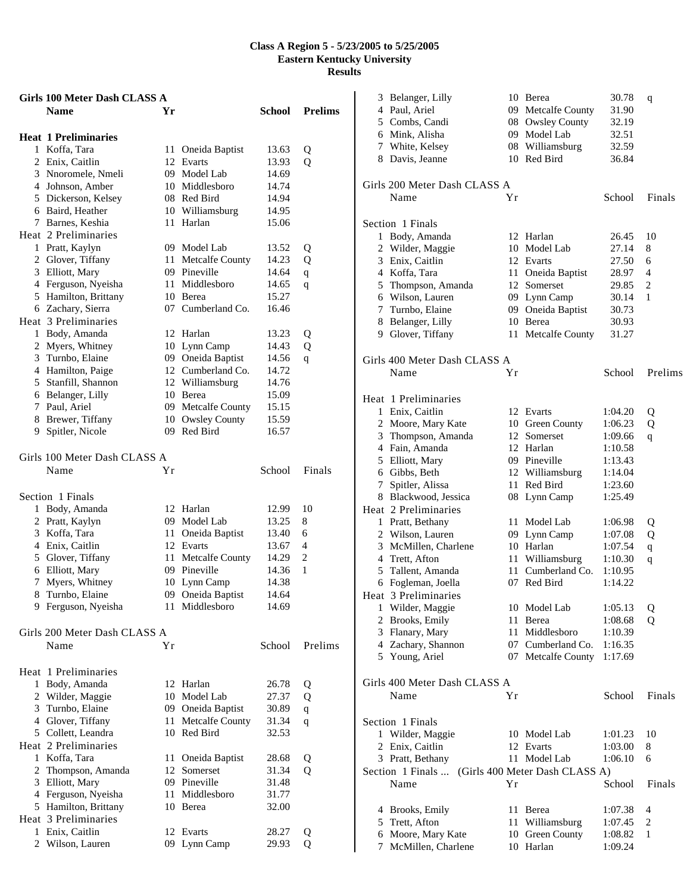# Class A Region 5 - 5/23/2005 to 5/25/2005
## Eastern Kentucky University
## Results

### Girls 100 Meter Dash CLASS A

| | Name | Yr | School | Prelims | |
|---|---|---|---|---|---|
| **Heat 1 Preliminaries** | | | | | |
| 1 | Koffa, Tara | 11 | Oneida Baptist | 13.63 | Q |
| 2 | Enix, Caitlin | 12 | Evarts | 13.93 | Q |
| 3 | Nnoromele, Nmeli | 09 | Model Lab | 14.69 | |
| 4 | Johnson, Amber | 10 | Middlesboro | 14.74 | |
| 5 | Dickerson, Kelsey | 08 | Red Bird | 14.94 | |
| 6 | Baird, Heather | 10 | Williamsburg | 14.95 | |
| 7 | Barnes, Keshia | 11 | Harlan | 15.06 | |
| **Heat 2 Preliminaries** | | | | | |
| 1 | Pratt, Kaylyn | 09 | Model Lab | 13.52 | Q |
| 2 | Glover, Tiffany | 11 | Metcalfe County | 14.23 | Q |
| 3 | Elliott, Mary | 09 | Pineville | 14.64 | q |
| 4 | Ferguson, Nyeisha | 11 | Middlesboro | 14.65 | q |
| 5 | Hamilton, Brittany | 10 | Berea | 15.27 | |
| 6 | Zachary, Sierra | 07 | Cumberland Co. | 16.46 | |
| **Heat 3 Preliminaries** | | | | | |
| 1 | Body, Amanda | 12 | Harlan | 13.23 | Q |
| 2 | Myers, Whitney | 10 | Lynn Camp | 14.43 | Q |
| 3 | Turnbo, Elaine | 09 | Oneida Baptist | 14.56 | q |
| 4 | Hamilton, Paige | 12 | Cumberland Co. | 14.72 | |
| 5 | Stanfill, Shannon | 12 | Williamsburg | 14.76 | |
| 6 | Belanger, Lilly | 10 | Berea | 15.09 | |
| 7 | Paul, Ariel | 09 | Metcalfe County | 15.15 | |
| 8 | Brewer, Tiffany | 10 | Owsley County | 15.59 | |
| 9 | Spitler, Nicole | 09 | Red Bird | 16.57 | |

### Girls 100 Meter Dash CLASS A

| | Name | Yr | School | Finals | |
|---|---|---|---|---|---|
| **Section 1 Finals** | | | | | |
| 1 | Body, Amanda | 12 | Harlan | 12.99 | 10 |
| 2 | Pratt, Kaylyn | 09 | Model Lab | 13.25 | 8 |
| 3 | Koffa, Tara | 11 | Oneida Baptist | 13.40 | 6 |
| 4 | Enix, Caitlin | 12 | Evarts | 13.67 | 4 |
| 5 | Glover, Tiffany | 11 | Metcalfe County | 14.29 | 2 |
| 6 | Elliott, Mary | 09 | Pineville | 14.36 | 1 |
| 7 | Myers, Whitney | 10 | Lynn Camp | 14.38 | |
| 8 | Turnbo, Elaine | 09 | Oneida Baptist | 14.64 | |
| 9 | Ferguson, Nyeisha | 11 | Middlesboro | 14.69 | |

### Girls 200 Meter Dash CLASS A

| | Name | Yr | School | Prelims | |
|---|---|---|---|---|---|
| **Heat 1 Preliminaries** | | | | | |
| 1 | Body, Amanda | 12 | Harlan | 26.78 | Q |
| 2 | Wilder, Maggie | 10 | Model Lab | 27.37 | Q |
| 3 | Turnbo, Elaine | 09 | Oneida Baptist | 30.89 | q |
| 4 | Glover, Tiffany | 11 | Metcalfe County | 31.34 | q |
| 5 | Collett, Leandra | 10 | Red Bird | 32.53 | |
| **Heat 2 Preliminaries** | | | | | |
| 1 | Koffa, Tara | 11 | Oneida Baptist | 28.68 | Q |
| 2 | Thompson, Amanda | 12 | Somerset | 31.34 | Q |
| 3 | Elliott, Mary | 09 | Pineville | 31.48 | |
| 4 | Ferguson, Nyeisha | 11 | Middlesboro | 31.77 | |
| 5 | Hamilton, Brittany | 10 | Berea | 32.00 | |
| **Heat 3 Preliminaries** | | | | | |
| 1 | Enix, Caitlin | 12 | Evarts | 28.27 | Q |
| 2 | Wilson, Lauren | 09 | Lynn Camp | 29.93 | Q |
| 3 | Belanger, Lilly | 10 | Berea | 30.78 | q |
| 4 | Paul, Ariel | 09 | Metcalfe County | 31.90 | |
| 5 | Combs, Candi | 08 | Owsley County | 32.19 | |
| 6 | Mink, Alisha | 09 | Model Lab | 32.51 | |
| 7 | White, Kelsey | 08 | Williamsburg | 32.59 | |
| 8 | Davis, Jeanne | 10 | Red Bird | 36.84 | |

### Girls 200 Meter Dash CLASS A

| | Name | Yr | School | Finals | |
|---|---|---|---|---|---|
| **Section 1 Finals** | | | | | |
| 1 | Body, Amanda | 12 | Harlan | 26.45 | 10 |
| 2 | Wilder, Maggie | 10 | Model Lab | 27.14 | 8 |
| 3 | Enix, Caitlin | 12 | Evarts | 27.50 | 6 |
| 4 | Koffa, Tara | 11 | Oneida Baptist | 28.97 | 4 |
| 5 | Thompson, Amanda | 12 | Somerset | 29.85 | 2 |
| 6 | Wilson, Lauren | 09 | Lynn Camp | 30.14 | 1 |
| 7 | Turnbo, Elaine | 09 | Oneida Baptist | 30.73 | |
| 8 | Belanger, Lilly | 10 | Berea | 30.93 | |
| 9 | Glover, Tiffany | 11 | Metcalfe County | 31.27 | |

### Girls 400 Meter Dash CLASS A

| | Name | Yr | School | Prelims | |
|---|---|---|---|---|---|
| **Heat 1 Preliminaries** | | | | | |
| 1 | Enix, Caitlin | 12 | Evarts | 1:04.20 | Q |
| 2 | Moore, Mary Kate | 10 | Green County | 1:06.23 | Q |
| 3 | Thompson, Amanda | 12 | Somerset | 1:09.66 | q |
| 4 | Fain, Amanda | 12 | Harlan | 1:10.58 | |
| 5 | Elliott, Mary | 09 | Pineville | 1:13.43 | |
| 6 | Gibbs, Beth | 12 | Williamsburg | 1:14.04 | |
| 7 | Spitler, Alissa | 11 | Red Bird | 1:23.60 | |
| 8 | Blackwood, Jessica | 08 | Lynn Camp | 1:25.49 | |
| **Heat 2 Preliminaries** | | | | | |
| 1 | Pratt, Bethany | 11 | Model Lab | 1:06.98 | Q |
| 2 | Wilson, Lauren | 09 | Lynn Camp | 1:07.08 | Q |
| 3 | McMillen, Charlene | 10 | Harlan | 1:07.54 | q |
| 4 | Trett, Afton | 11 | Williamsburg | 1:10.30 | q |
| 5 | Tallent, Amanda | 11 | Cumberland Co. | 1:10.95 | |
| 6 | Fogleman, Joella | 07 | Red Bird | 1:14.22 | |
| **Heat 3 Preliminaries** | | | | | |
| 1 | Wilder, Maggie | 10 | Model Lab | 1:05.13 | Q |
| 2 | Brooks, Emily | 11 | Berea | 1:08.68 | Q |
| 3 | Flanary, Mary | 11 | Middlesboro | 1:10.39 | |
| 4 | Zachary, Shannon | 07 | Cumberland Co. | 1:16.35 | |
| 5 | Young, Ariel | 07 | Metcalfe County | 1:17.69 | |

### Girls 400 Meter Dash CLASS A

| | Name | Yr | School | Finals | |
|---|---|---|---|---|---|
| **Section 1 Finals** | | | | | |
| 1 | Wilder, Maggie | 10 | Model Lab | 1:01.23 | 10 |
| 2 | Enix, Caitlin | 12 | Evarts | 1:03.00 | 8 |
| 3 | Pratt, Bethany | 11 | Model Lab | 1:06.10 | 6 |
| 4 | Brooks, Emily | 11 | Berea | 1:07.38 | 4 |
| 5 | Trett, Afton | 11 | Williamsburg | 1:07.45 | 2 |
| 6 | Moore, Mary Kate | 10 | Green County | 1:08.82 | 1 |
| 7 | McMillen, Charlene | 10 | Harlan | 1:09.24 | |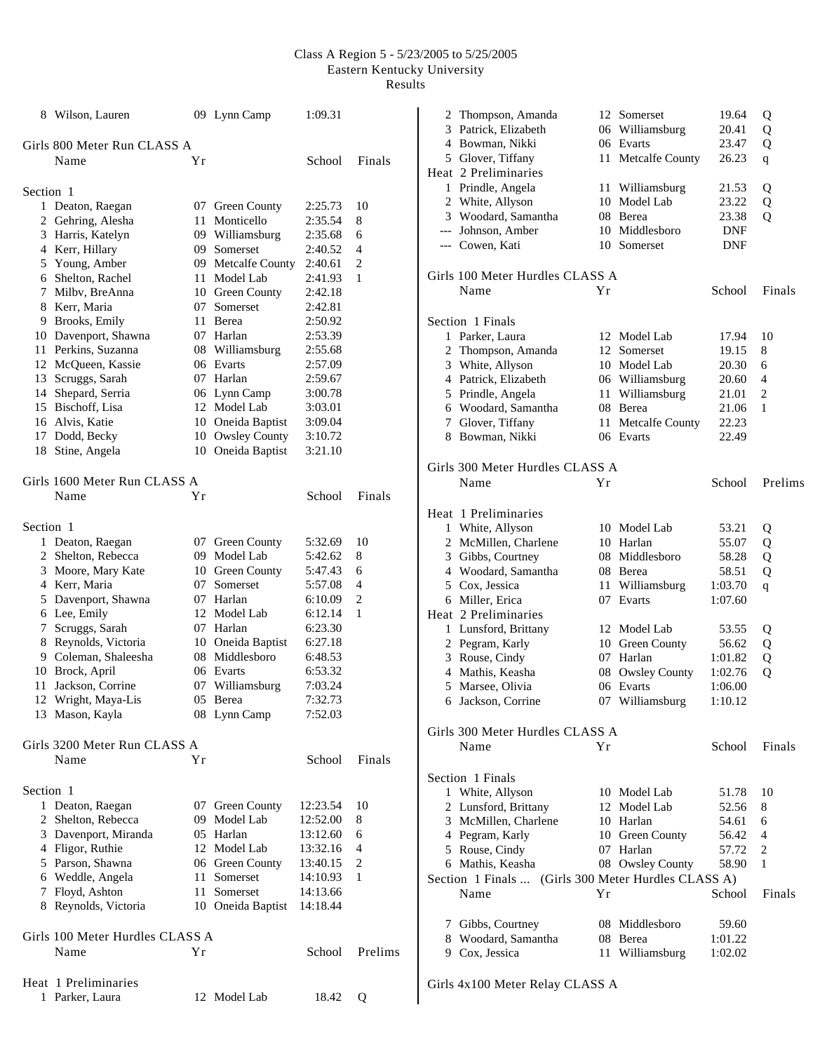# Class A Region 5 - 5/23/2005 to 5/25/2005
Eastern Kentucky University
Results

| | Name | Yr | School | Finals | |
|---|---|---|---|---|---|
| 8 | Wilson, Lauren | 09 | Lynn Camp | 1:09.31 | |

## Girls 800 Meter Run CLASS A

**Section 1**

| | Name | Yr | School | Finals | |
|---|---|---|---|---|---|
| 1 | Deaton, Raegan | 07 | Green County | 2:25.73 | 10 |
| 2 | Gehring, Alesha | 11 | Monticello | 2:35.54 | 8 |
| 3 | Harris, Katelyn | 09 | Williamsburg | 2:35.68 | 6 |
| 4 | Kerr, Hillary | 09 | Somerset | 2:40.52 | 4 |
| 5 | Young, Amber | 09 | Metcalfe County | 2:40.61 | 2 |
| 6 | Shelton, Rachel | 11 | Model Lab | 2:41.93 | 1 |
| 7 | Milbv, BreAnna | 10 | Green County | 2:42.18 | |
| 8 | Kerr, Maria | 07 | Somerset | 2:42.81 | |
| 9 | Brooks, Emily | 11 | Berea | 2:50.92 | |
| 10 | Davenport, Shawna | 07 | Harlan | 2:53.39 | |
| 11 | Perkins, Suzanna | 08 | Williamsburg | 2:55.68 | |
| 12 | McQueen, Kassie | 06 | Evarts | 2:57.09 | |
| 13 | Scruggs, Sarah | 07 | Harlan | 2:59.67 | |
| 14 | Shepard, Serria | 06 | Lynn Camp | 3:00.78 | |
| 15 | Bischoff, Lisa | 12 | Model Lab | 3:03.01 | |
| 16 | Alvis, Katie | 10 | Oneida Baptist | 3:09.04 | |
| 17 | Dodd, Becky | 10 | Owsley County | 3:10.72 | |
| 18 | Stine, Angela | 10 | Oneida Baptist | 3:21.10 | |

## Girls 1600 Meter Run CLASS A

**Section 1**

| | Name | Yr | School | Finals | |
|---|---|---|---|---|---|
| 1 | Deaton, Raegan | 07 | Green County | 5:32.69 | 10 |
| 2 | Shelton, Rebecca | 09 | Model Lab | 5:42.62 | 8 |
| 3 | Moore, Mary Kate | 10 | Green County | 5:47.43 | 6 |
| 4 | Kerr, Maria | 07 | Somerset | 5:57.08 | 4 |
| 5 | Davenport, Shawna | 07 | Harlan | 6:10.09 | 2 |
| 6 | Lee, Emily | 12 | Model Lab | 6:12.14 | 1 |
| 7 | Scruggs, Sarah | 07 | Harlan | 6:23.30 | |
| 8 | Reynolds, Victoria | 10 | Oneida Baptist | 6:27.18 | |
| 9 | Coleman, Shaleesha | 08 | Middlesboro | 6:48.53 | |
| 10 | Brock, April | 06 | Evarts | 6:53.32 | |
| 11 | Jackson, Corrine | 07 | Williamsburg | 7:03.24 | |
| 12 | Wright, Maya-Lis | 05 | Berea | 7:32.73 | |
| 13 | Mason, Kayla | 08 | Lynn Camp | 7:52.03 | |

## Girls 3200 Meter Run CLASS A

**Section 1**

| | Name | Yr | School | Finals | |
|---|---|---|---|---|---|
| 1 | Deaton, Raegan | 07 | Green County | 12:23.54 | 10 |
| 2 | Shelton, Rebecca | 09 | Model Lab | 12:52.00 | 8 |
| 3 | Davenport, Miranda | 05 | Harlan | 13:12.60 | 6 |
| 4 | Fligor, Ruthie | 12 | Model Lab | 13:32.16 | 4 |
| 5 | Parson, Shawna | 06 | Green County | 13:40.15 | 2 |
| 6 | Weddle, Angela | 11 | Somerset | 14:10.93 | 1 |
| 7 | Floyd, Ashton | 11 | Somerset | 14:13.66 | |
| 8 | Reynolds, Victoria | 10 | Oneida Baptist | 14:18.44 | |

## Girls 100 Meter Hurdles CLASS A

| | Name | Yr | School | Prelims | |
|---|---|---|---|---|---|
| **Heat 1 Preliminaries** | | | | | |
| 1 | Parker, Laura | 12 | Model Lab | 18.42 | Q |
| 2 | Thompson, Amanda | 12 | Somerset | 19.64 | Q |
| 3 | Patrick, Elizabeth | 06 | Williamsburg | 20.41 | Q |
| 4 | Bowman, Nikki | 06 | Evarts | 23.47 | Q |
| 5 | Glover, Tiffany | 11 | Metcalfe County | 26.23 | q |
| **Heat 2 Preliminaries** | | | | | |
| 1 | Prindle, Angela | 11 | Williamsburg | 21.53 | Q |
| 2 | White, Allyson | 10 | Model Lab | 23.22 | Q |
| 3 | Woodard, Samantha | 08 | Berea | 23.38 | Q |
| --- | Johnson, Amber | 10 | Middlesboro | DNF | |
| --- | Cowen, Kati | 10 | Somerset | DNF | |

## Girls 100 Meter Hurdles CLASS A

**Section 1 Finals**

| | Name | Yr | School | Finals | |
|---|---|---|---|---|---|
| 1 | Parker, Laura | 12 | Model Lab | 17.94 | 10 |
| 2 | Thompson, Amanda | 12 | Somerset | 19.15 | 8 |
| 3 | White, Allyson | 10 | Model Lab | 20.30 | 6 |
| 4 | Patrick, Elizabeth | 06 | Williamsburg | 20.60 | 4 |
| 5 | Prindle, Angela | 11 | Williamsburg | 21.01 | 2 |
| 6 | Woodard, Samantha | 08 | Berea | 21.06 | 1 |
| 7 | Glover, Tiffany | 11 | Metcalfe County | 22.23 | |
| 8 | Bowman, Nikki | 06 | Evarts | 22.49 | |

## Girls 300 Meter Hurdles CLASS A

| | Name | Yr | School | Prelims | |
|---|---|---|---|---|---|
| **Heat 1 Preliminaries** | | | | | |
| 1 | White, Allyson | 10 | Model Lab | 53.21 | Q |
| 2 | McMillen, Charlene | 10 | Harlan | 55.07 | Q |
| 3 | Gibbs, Courtney | 08 | Middlesboro | 58.28 | Q |
| 4 | Woodard, Samantha | 08 | Berea | 58.51 | Q |
| 5 | Cox, Jessica | 11 | Williamsburg | 1:03.70 | q |
| 6 | Miller, Erica | 07 | Evarts | 1:07.60 | |
| **Heat 2 Preliminaries** | | | | | |
| 1 | Lunsford, Brittany | 12 | Model Lab | 53.55 | Q |
| 2 | Pegram, Karly | 10 | Green County | 56.62 | Q |
| 3 | Rouse, Cindy | 07 | Harlan | 1:01.82 | Q |
| 4 | Mathis, Keasha | 08 | Owsley County | 1:02.76 | Q |
| 5 | Marsee, Olivia | 06 | Evarts | 1:06.00 | |
| 6 | Jackson, Corrine | 07 | Williamsburg | 1:10.12 | |

## Girls 300 Meter Hurdles CLASS A

**Section 1 Finals**

| | Name | Yr | School | Finals | |
|---|---|---|---|---|---|
| 1 | White, Allyson | 10 | Model Lab | 51.78 | 10 |
| 2 | Lunsford, Brittany | 12 | Model Lab | 52.56 | 8 |
| 3 | McMillen, Charlene | 10 | Harlan | 54.61 | 6 |
| 4 | Pegram, Karly | 10 | Green County | 56.42 | 4 |
| 5 | Rouse, Cindy | 07 | Harlan | 57.72 | 2 |
| 6 | Mathis, Keasha | 08 | Owsley County | 58.90 | 1 |
| 7 | Gibbs, Courtney | 08 | Middlesboro | 59.60 | |
| 8 | Woodard, Samantha | 08 | Berea | 1:01.22 | |
| 9 | Cox, Jessica | 11 | Williamsburg | 1:02.02 | |

## Girls 4x100 Meter Relay CLASS A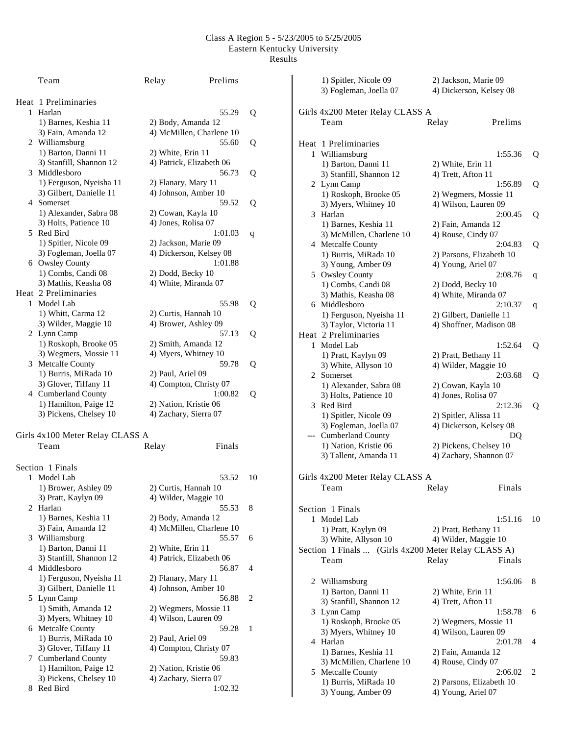Class A Region 5 - 5/23/2005 to 5/25/2005
Eastern Kentucky University
Results

| | Team | Relay | Prelims | |
|---|---|---|---|---|
| **Heat 1 Preliminaries** | | | | |
| 1 | Harlan | | 55.29 | Q |
| | 1) Barnes, Keshia 11 | 2) Body, Amanda 12 | | |
| | 3) Fain, Amanda 12 | 4) McMillen, Charlene 10 | | |
| 2 | Williamsburg | | 55.60 | Q |
| | 1) Barton, Danni 11 | 2) White, Erin 11 | | |
| | 3) Stanfill, Shannon 12 | 4) Patrick, Elizabeth 06 | | |
| 3 | Middlesboro | | 56.73 | Q |
| | 1) Ferguson, Nyeisha 11 | 2) Flanary, Mary 11 | | |
| | 3) Gilbert, Danielle 11 | 4) Johnson, Amber 10 | | |
| 4 | Somerset | | 59.52 | Q |
| | 1) Alexander, Sabra 08 | 2) Cowan, Kayla 10 | | |
| | 3) Holts, Patience 10 | 4) Jones, Rolisa 07 | | |
| 5 | Red Bird | | 1:01.03 | q |
| | 1) Spitler, Nicole 09 | 2) Jackson, Marie 09 | | |
| | 3) Fogleman, Joella 07 | 4) Dickerson, Kelsey 08 | | |
| 6 | Owsley County | | 1:01.88 | |
| | 1) Combs, Candi 08 | 2) Dodd, Becky 10 | | |
| | 3) Mathis, Keasha 08 | 4) White, Miranda 07 | | |
| **Heat 2 Preliminaries** | | | | |
| 1 | Model Lab | | 55.98 | Q |
| | 1) Whitt, Carma 12 | 2) Curtis, Hannah 10 | | |
| | 3) Wilder, Maggie 10 | 4) Brower, Ashley 09 | | |
| 2 | Lynn Camp | | 57.13 | Q |
| | 1) Roskoph, Brooke 05 | 2) Smith, Amanda 12 | | |
| | 3) Wegmers, Mossie 11 | 4) Myers, Whitney 10 | | |
| 3 | Metcalfe County | | 59.78 | Q |
| | 1) Burris, MiRada 10 | 2) Paul, Ariel 09 | | |
| | 3) Glover, Tiffany 11 | 4) Compton, Christy 07 | | |
| 4 | Cumberland County | | 1:00.82 | Q |
| | 1) Hamilton, Paige 12 | 2) Nation, Kristie 06 | | |
| | 3) Pickens, Chelsey 10 | 4) Zachary, Sierra 07 | | |

## Girls 4x100 Meter Relay CLASS A

| | Team | Relay | Finals | |
|---|---|---|---|---|
| **Section 1 Finals** | | | | |
| 1 | Model Lab | | 53.52 | 10 |
| | 1) Brower, Ashley 09 | 2) Curtis, Hannah 10 | | |
| | 3) Pratt, Kaylyn 09 | 4) Wilder, Maggie 10 | | |
| 2 | Harlan | | 55.53 | 8 |
| | 1) Barnes, Keshia 11 | 2) Body, Amanda 12 | | |
| | 3) Fain, Amanda 12 | 4) McMillen, Charlene 10 | | |
| 3 | Williamsburg | | 55.57 | 6 |
| | 1) Barton, Danni 11 | 2) White, Erin 11 | | |
| | 3) Stanfill, Shannon 12 | 4) Patrick, Elizabeth 06 | | |
| 4 | Middlesboro | | 56.87 | 4 |
| | 1) Ferguson, Nyeisha 11 | 2) Flanary, Mary 11 | | |
| | 3) Gilbert, Danielle 11 | 4) Johnson, Amber 10 | | |
| 5 | Lynn Camp | | 56.88 | 2 |
| | 1) Smith, Amanda 12 | 2) Wegmers, Mossie 11 | | |
| | 3) Myers, Whitney 10 | 4) Wilson, Lauren 09 | | |
| 6 | Metcalfe County | | 59.28 | 1 |
| | 1) Burris, MiRada 10 | 2) Paul, Ariel 09 | | |
| | 3) Glover, Tiffany 11 | 4) Compton, Christy 07 | | |
| 7 | Cumberland County | | 59.83 | |
| | 1) Hamilton, Paige 12 | 2) Nation, Kristie 06 | | |
| | 3) Pickens, Chelsey 10 | 4) Zachary, Sierra 07 | | |
| 8 | Red Bird | | 1:02.32 | |
| | 1) Spitler, Nicole 09 | 2) Jackson, Marie 09 | | |
| | 3) Fogleman, Joella 07 | 4) Dickerson, Kelsey 08 | | |

## Girls 4x200 Meter Relay CLASS A

| | Team | Relay | Prelims | |
|---|---|---|---|---|
| **Heat 1 Preliminaries** | | | | |
| 1 | Williamsburg | | 1:55.36 | Q |
| | 1) Barton, Danni 11 | 2) White, Erin 11 | | |
| | 3) Stanfill, Shannon 12 | 4) Trett, Afton 11 | | |
| 2 | Lynn Camp | | 1:56.89 | Q |
| | 1) Roskoph, Brooke 05 | 2) Wegmers, Mossie 11 | | |
| | 3) Myers, Whitney 10 | 4) Wilson, Lauren 09 | | |
| 3 | Harlan | | 2:00.45 | Q |
| | 1) Barnes, Keshia 11 | 2) Fain, Amanda 12 | | |
| | 3) McMillen, Charlene 10 | 4) Rouse, Cindy 07 | | |
| 4 | Metcalfe County | | 2:04.83 | Q |
| | 1) Burris, MiRada 10 | 2) Parsons, Elizabeth 10 | | |
| | 3) Young, Amber 09 | 4) Young, Ariel 07 | | |
| 5 | Owsley County | | 2:08.76 | q |
| | 1) Combs, Candi 08 | 2) Dodd, Becky 10 | | |
| | 3) Mathis, Keasha 08 | 4) White, Miranda 07 | | |
| 6 | Middlesboro | | 2:10.37 | q |
| | 1) Ferguson, Nyeisha 11 | 2) Gilbert, Danielle 11 | | |
| | 3) Taylor, Victoria 11 | 4) Shoffner, Madison 08 | | |
| **Heat 2 Preliminaries** | | | | |
| 1 | Model Lab | | 1:52.64 | Q |
| | 1) Pratt, Kaylyn 09 | 2) Pratt, Bethany 11 | | |
| | 3) White, Allyson 10 | 4) Wilder, Maggie 10 | | |
| 2 | Somerset | | 2:03.68 | Q |
| | 1) Alexander, Sabra 08 | 2) Cowan, Kayla 10 | | |
| | 3) Holts, Patience 10 | 4) Jones, Rolisa 07 | | |
| 3 | Red Bird | | 2:12.36 | Q |
| | 1) Spitler, Nicole 09 | 2) Spitler, Alissa 11 | | |
| | 3) Fogleman, Joella 07 | 4) Dickerson, Kelsey 08 | | |
| --- | Cumberland County | | DQ | |
| | 1) Nation, Kristie 06 | 2) Pickens, Chelsey 10 | | |
| | 3) Tallent, Amanda 11 | 4) Zachary, Shannon 07 | | |

## Girls 4x200 Meter Relay CLASS A

| | Team | Relay | Finals | |
|---|---|---|---|---|
| **Section 1 Finals** | | | | |
| 1 | Model Lab | | 1:51.16 | 10 |
| | 1) Pratt, Kaylyn 09 | 2) Pratt, Bethany 11 | | |
| | 3) White, Allyson 10 | 4) Wilder, Maggie 10 | | |
| 2 | Williamsburg | | 1:56.06 | 8 |
| | 1) Barton, Danni 11 | 2) White, Erin 11 | | |
| | 3) Stanfill, Shannon 12 | 4) Trett, Afton 11 | | |
| 3 | Lynn Camp | | 1:58.78 | 6 |
| | 1) Roskoph, Brooke 05 | 2) Wegmers, Mossie 11 | | |
| | 3) Myers, Whitney 10 | 4) Wilson, Lauren 09 | | |
| 4 | Harlan | | 2:01.78 | 4 |
| | 1) Barnes, Keshia 11 | 2) Fain, Amanda 12 | | |
| | 3) McMillen, Charlene 10 | 4) Rouse, Cindy 07 | | |
| 5 | Metcalfe County | | 2:06.02 | 2 |
| | 1) Burris, MiRada 10 | 2) Parsons, Elizabeth 10 | | |
| | 3) Young, Amber 09 | 4) Young, Ariel 07 | | |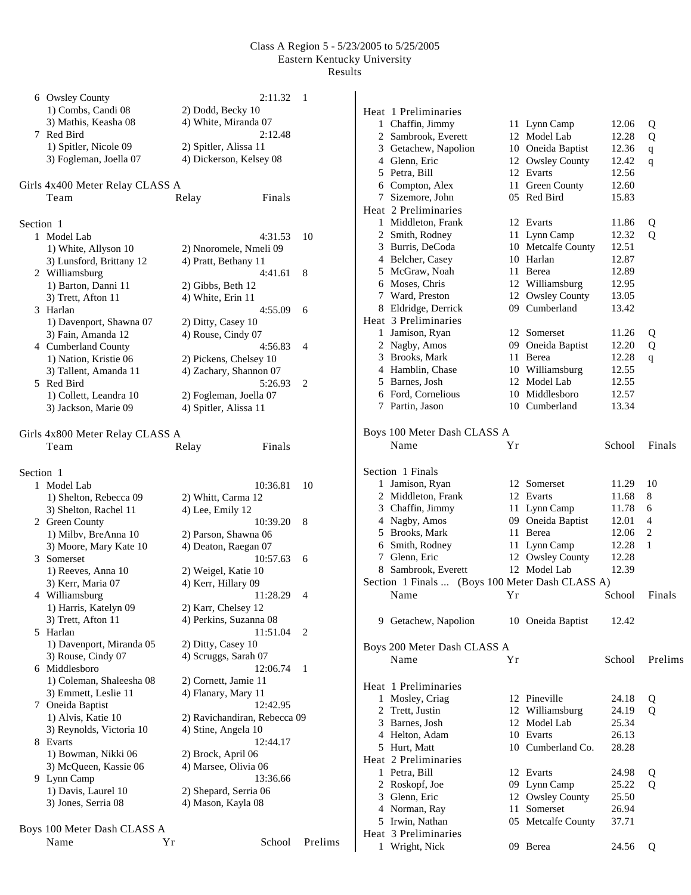Class A Region 5 - 5/23/2005 to 5/25/2005
Eastern Kentucky University
Results

| Place | Team | | Finals | Points |
|---|---|---|---|---|
| 6 | Owsley County | | 2:11.32 | 1 |
| | 1) Combs, Candi 08 | 2) Dodd, Becky 10 | | |
| | 3) Mathis, Keasha 08 | 4) White, Miranda 07 | | |
| 7 | Red Bird | | 2:12.48 | |
| | 1) Spitler, Nicole 09 | 2) Spitler, Alissa 11 | | |
| | 3) Fogleman, Joella 07 | 4) Dickerson, Kelsey 08 | | |

## Girls 4x400 Meter Relay CLASS A

| | Team | Relay | Finals | |
|---|---|---|---|---|
| **Section 1** | | | | |
| 1 | Model Lab | | 4:31.53 | 10 |
| | 1) White, Allyson 10 | 2) Nnoromele, Nmeli 09 | | |
| | 3) Lunsford, Brittany 12 | 4) Pratt, Bethany 11 | | |
| 2 | Williamsburg | | 4:41.61 | 8 |
| | 1) Barton, Danni 11 | 2) Gibbs, Beth 12 | | |
| | 3) Trett, Afton 11 | 4) White, Erin 11 | | |
| 3 | Harlan | | 4:55.09 | 6 |
| | 1) Davenport, Shawna 07 | 2) Ditty, Casey 10 | | |
| | 3) Fain, Amanda 12 | 4) Rouse, Cindy 07 | | |
| 4 | Cumberland County | | 4:56.83 | 4 |
| | 1) Nation, Kristie 06 | 2) Pickens, Chelsey 10 | | |
| | 3) Tallent, Amanda 11 | 4) Zachary, Shannon 07 | | |
| 5 | Red Bird | | 5:26.93 | 2 |
| | 1) Collett, Leandra 10 | 2) Fogleman, Joella 07 | | |
| | 3) Jackson, Marie 09 | 4) Spitler, Alissa 11 | | |

## Girls 4x800 Meter Relay CLASS A

| | Team | Relay | Finals | |
|---|---|---|---|---|
| **Section 1** | | | | |
| 1 | Model Lab | | 10:36.81 | 10 |
| | 1) Shelton, Rebecca 09 | 2) Whitt, Carma 12 | | |
| | 3) Shelton, Rachel 11 | 4) Lee, Emily 12 | | |
| 2 | Green County | | 10:39.20 | 8 |
| | 1) Milbv, BreAnna 10 | 2) Parson, Shawna 06 | | |
| | 3) Moore, Mary Kate 10 | 4) Deaton, Raegan 07 | | |
| 3 | Somerset | | 10:57.63 | 6 |
| | 1) Reeves, Anna 10 | 2) Weigel, Katie 10 | | |
| | 3) Kerr, Maria 07 | 4) Kerr, Hillary 09 | | |
| 4 | Williamsburg | | 11:28.29 | 4 |
| | 1) Harris, Katelyn 09 | 2) Karr, Chelsey 12 | | |
| | 3) Trett, Afton 11 | 4) Perkins, Suzanna 08 | | |
| 5 | Harlan | | 11:51.04 | 2 |
| | 1) Davenport, Miranda 05 | 2) Ditty, Casey 10 | | |
| | 3) Rouse, Cindy 07 | 4) Scruggs, Sarah 07 | | |
| 6 | Middlesboro | | 12:06.74 | 1 |
| | 1) Coleman, Shaleesha 08 | 2) Cornett, Jamie 11 | | |
| | 3) Emmett, Leslie 11 | 4) Flanary, Mary 11 | | |
| 7 | Oneida Baptist | | 12:42.95 | |
| | 1) Alvis, Katie 10 | 2) Ravichandiran, Rebecca 09 | | |
| | 3) Reynolds, Victoria 10 | 4) Stine, Angela 10 | | |
| 8 | Evarts | | 12:44.17 | |
| | 1) Bowman, Nikki 06 | 2) Brock, April 06 | | |
| | 3) McQueen, Kassie 06 | 4) Marsee, Olivia 06 | | |
| 9 | Lynn Camp | | 13:36.66 | |
| | 1) Davis, Laurel 10 | 2) Shepard, Serria 06 | | |
| | 3) Jones, Serria 08 | 4) Mason, Kayla 08 | | |

## Boys 100 Meter Dash CLASS A

| | Name | Yr | School | Prelims | |
|---|---|---|---|---|---|
| **Heat 1 Preliminaries** | | | | | |
| 1 | Chaffin, Jimmy | 11 | Lynn Camp | 12.06 | Q |
| 2 | Sambrook, Everett | 12 | Model Lab | 12.28 | Q |
| 3 | Getachew, Napolion | 10 | Oneida Baptist | 12.36 | q |
| 4 | Glenn, Eric | 12 | Owsley County | 12.42 | q |
| 5 | Petra, Bill | 12 | Evarts | 12.56 | |
| 6 | Compton, Alex | 11 | Green County | 12.60 | |
| 7 | Sizemore, John | 05 | Red Bird | 15.83 | |
| **Heat 2 Preliminaries** | | | | | |
| 1 | Middleton, Frank | 12 | Evarts | 11.86 | Q |
| 2 | Smith, Rodney | 11 | Lynn Camp | 12.32 | Q |
| 3 | Burris, DeCoda | 10 | Metcalfe County | 12.51 | |
| 4 | Belcher, Casey | 10 | Harlan | 12.87 | |
| 5 | McGraw, Noah | 11 | Berea | 12.89 | |
| 6 | Moses, Chris | 12 | Williamsburg | 12.95 | |
| 7 | Ward, Preston | 12 | Owsley County | 13.05 | |
| 8 | Eldridge, Derrick | 09 | Cumberland | 13.42 | |
| **Heat 3 Preliminaries** | | | | | |
| 1 | Jamison, Ryan | 12 | Somerset | 11.26 | Q |
| 2 | Nagby, Amos | 09 | Oneida Baptist | 12.20 | Q |
| 3 | Brooks, Mark | 11 | Berea | 12.28 | q |
| 4 | Hamblin, Chase | 10 | Williamsburg | 12.55 | |
| 5 | Barnes, Josh | 12 | Model Lab | 12.55 | |
| 6 | Ford, Cornelious | 10 | Middlesboro | 12.57 | |
| 7 | Partin, Jason | 10 | Cumberland | 13.34 | |

## Boys 100 Meter Dash CLASS A

| | Name | Yr | School | Finals | |
|---|---|---|---|---|---|
| **Section 1 Finals** | | | | | |
| 1 | Jamison, Ryan | 12 | Somerset | 11.29 | 10 |
| 2 | Middleton, Frank | 12 | Evarts | 11.68 | 8 |
| 3 | Chaffin, Jimmy | 11 | Lynn Camp | 11.78 | 6 |
| 4 | Nagby, Amos | 09 | Oneida Baptist | 12.01 | 4 |
| 5 | Brooks, Mark | 11 | Berea | 12.06 | 2 |
| 6 | Smith, Rodney | 11 | Lynn Camp | 12.28 | 1 |
| 7 | Glenn, Eric | 12 | Owsley County | 12.28 | |
| 8 | Sambrook, Everett | 12 | Model Lab | 12.39 | |

Section 1 Finals ... (Boys 100 Meter Dash CLASS A)

| | Name | Yr | School | Finals |
|---|---|---|---|---|
| 9 | Getachew, Napolion | 10 | Oneida Baptist | 12.42 |

## Boys 200 Meter Dash CLASS A

| | Name | Yr | School | Prelims | |
|---|---|---|---|---|---|
| **Heat 1 Preliminaries** | | | | | |
| 1 | Mosley, Criag | 12 | Pineville | 24.18 | Q |
| 2 | Trett, Justin | 12 | Williamsburg | 24.19 | Q |
| 3 | Barnes, Josh | 12 | Model Lab | 25.34 | |
| 4 | Helton, Adam | 10 | Evarts | 26.13 | |
| 5 | Hurt, Matt | 10 | Cumberland Co. | 28.28 | |
| **Heat 2 Preliminaries** | | | | | |
| 1 | Petra, Bill | 12 | Evarts | 24.98 | Q |
| 2 | Roskopf, Joe | 09 | Lynn Camp | 25.22 | Q |
| 3 | Glenn, Eric | 12 | Owsley County | 25.50 | |
| 4 | Norman, Ray | 11 | Somerset | 26.94 | |
| 5 | Irwin, Nathan | 05 | Metcalfe County | 37.71 | |
| **Heat 3 Preliminaries** | | | | | |
| 1 | Wright, Nick | 09 | Berea | 24.56 | Q |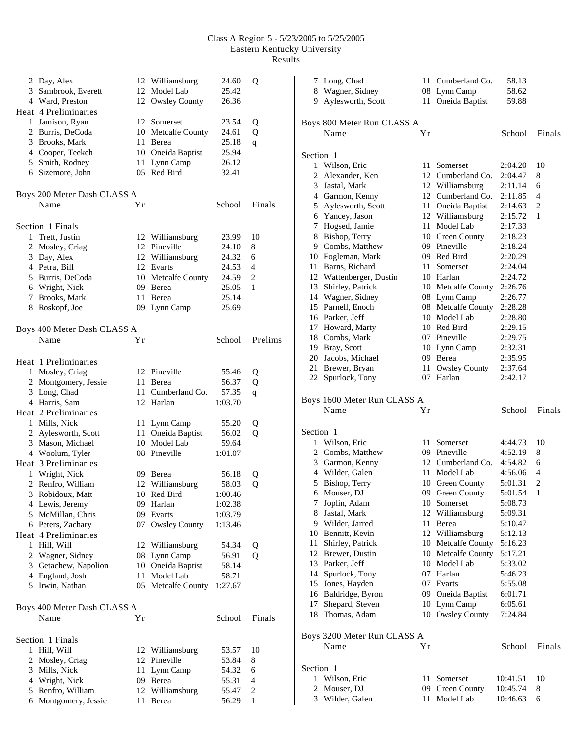Class A Region 5 - 5/23/2005 to 5/25/2005
Eastern Kentucky University
Results

| | Name | Yr | School | Prelims | |
|---|---|---|---|---|---|
| 2 | Day, Alex | 12 | Williamsburg | 24.60 | Q |
| 3 | Sambrook, Everett | 12 | Model Lab | 25.42 | |
| 4 | Ward, Preston | 12 | Owsley County | 26.36 | |

**Heat 4 Preliminaries**

| | Name | Yr | School | Prelims | |
|---|---|---|---|---|---|
| 1 | Jamison, Ryan | 12 | Somerset | 23.54 | Q |
| 2 | Burris, DeCoda | 10 | Metcalfe County | 24.61 | Q |
| 3 | Brooks, Mark | 11 | Berea | 25.18 | q |
| 4 | Cooper, Teekeh | 10 | Oneida Baptist | 25.94 | |
| 5 | Smith, Rodney | 11 | Lynn Camp | 26.12 | |
| 6 | Sizemore, John | 05 | Red Bird | 32.41 | |

## Boys 200 Meter Dash CLASS A

**Section 1 Finals**

| | Name | Yr | School | Finals | Points |
|---|---|---|---|---|---|
| 1 | Trett, Justin | 12 | Williamsburg | 23.99 | 10 |
| 2 | Mosley, Criag | 12 | Pineville | 24.10 | 8 |
| 3 | Day, Alex | 12 | Williamsburg | 24.32 | 6 |
| 4 | Petra, Bill | 12 | Evarts | 24.53 | 4 |
| 5 | Burris, DeCoda | 10 | Metcalfe County | 24.59 | 2 |
| 6 | Wright, Nick | 09 | Berea | 25.05 | 1 |
| 7 | Brooks, Mark | 11 | Berea | 25.14 | |
| 8 | Roskopf, Joe | 09 | Lynn Camp | 25.69 | |

## Boys 400 Meter Dash CLASS A

**Heat 1 Preliminaries**

| | Name | Yr | School | Prelims | |
|---|---|---|---|---|---|
| 1 | Mosley, Criag | 12 | Pineville | 55.46 | Q |
| 2 | Montgomery, Jessie | 11 | Berea | 56.37 | Q |
| 3 | Long, Chad | 11 | Cumberland Co. | 57.35 | q |
| 4 | Harris, Sam | 12 | Harlan | 1:03.70 | |

**Heat 2 Preliminaries**

| | Name | Yr | School | Prelims | |
|---|---|---|---|---|---|
| 1 | Mills, Nick | 11 | Lynn Camp | 55.20 | Q |
| 2 | Aylesworth, Scott | 11 | Oneida Baptist | 56.02 | Q |
| 3 | Mason, Michael | 10 | Model Lab | 59.64 | |
| 4 | Woolum, Tyler | 08 | Pineville | 1:01.07 | |

**Heat 3 Preliminaries**

| | Name | Yr | School | Prelims | |
|---|---|---|---|---|---|
| 1 | Wright, Nick | 09 | Berea | 56.18 | Q |
| 2 | Renfro, William | 12 | Williamsburg | 58.03 | Q |
| 3 | Robidoux, Matt | 10 | Red Bird | 1:00.46 | |
| 4 | Lewis, Jeremy | 09 | Harlan | 1:02.38 | |
| 5 | McMillan, Chris | 09 | Evarts | 1:03.79 | |
| 6 | Peters, Zachary | 07 | Owsley County | 1:13.46 | |

**Heat 4 Preliminaries**

| | Name | Yr | School | Prelims | |
|---|---|---|---|---|---|
| 1 | Hill, Will | 12 | Williamsburg | 54.34 | Q |
| 2 | Wagner, Sidney | 08 | Lynn Camp | 56.91 | Q |
| 3 | Getachew, Napolion | 10 | Oneida Baptist | 58.14 | |
| 4 | England, Josh | 11 | Model Lab | 58.71 | |
| 5 | Irwin, Nathan | 05 | Metcalfe County | 1:27.67 | |

## Boys 400 Meter Dash CLASS A

**Section 1 Finals**

| | Name | Yr | School | Finals | Points |
|---|---|---|---|---|---|
| 1 | Hill, Will | 12 | Williamsburg | 53.57 | 10 |
| 2 | Mosley, Criag | 12 | Pineville | 53.84 | 8 |
| 3 | Mills, Nick | 11 | Lynn Camp | 54.32 | 6 |
| 4 | Wright, Nick | 09 | Berea | 55.31 | 4 |
| 5 | Renfro, William | 12 | Williamsburg | 55.47 | 2 |
| 6 | Montgomery, Jessie | 11 | Berea | 56.29 | 1 |
| 7 | Long, Chad | 11 | Cumberland Co. | 58.13 | |
| 8 | Wagner, Sidney | 08 | Lynn Camp | 58.62 | |
| 9 | Aylesworth, Scott | 11 | Oneida Baptist | 59.88 | |

## Boys 800 Meter Run CLASS A

**Section 1**

| | Name | Yr | School | Finals | Points |
|---|---|---|---|---|---|
| 1 | Wilson, Eric | 11 | Somerset | 2:04.20 | 10 |
| 2 | Alexander, Ken | 12 | Cumberland Co. | 2:04.47 | 8 |
| 3 | Jastal, Mark | 12 | Williamsburg | 2:11.14 | 6 |
| 4 | Garmon, Kenny | 12 | Cumberland Co. | 2:11.85 | 4 |
| 5 | Aylesworth, Scott | 11 | Oneida Baptist | 2:14.63 | 2 |
| 6 | Yancey, Jason | 12 | Williamsburg | 2:15.72 | 1 |
| 7 | Hogsed, Jamie | 11 | Model Lab | 2:17.33 | |
| 8 | Bishop, Terry | 10 | Green County | 2:18.23 | |
| 9 | Combs, Matthew | 09 | Pineville | 2:18.24 | |
| 10 | Fogleman, Mark | 09 | Red Bird | 2:20.29 | |
| 11 | Barns, Richard | 11 | Somerset | 2:24.04 | |
| 12 | Wattenberger, Dustin | 10 | Harlan | 2:24.72 | |
| 13 | Shirley, Patrick | 10 | Metcalfe County | 2:26.76 | |
| 14 | Wagner, Sidney | 08 | Lynn Camp | 2:26.77 | |
| 15 | Parnell, Enoch | 08 | Metcalfe County | 2:28.28 | |
| 16 | Parker, Jeff | 10 | Model Lab | 2:28.80 | |
| 17 | Howard, Marty | 10 | Red Bird | 2:29.15 | |
| 18 | Combs, Mark | 07 | Pineville | 2:29.75 | |
| 19 | Bray, Scott | 10 | Lynn Camp | 2:32.31 | |
| 20 | Jacobs, Michael | 09 | Berea | 2:35.95 | |
| 21 | Brewer, Bryan | 11 | Owsley County | 2:37.64 | |
| 22 | Spurlock, Tony | 07 | Harlan | 2:42.17 | |

## Boys 1600 Meter Run CLASS A

**Section 1**

| | Name | Yr | School | Finals | Points |
|---|---|---|---|---|---|
| 1 | Wilson, Eric | 11 | Somerset | 4:44.73 | 10 |
| 2 | Combs, Matthew | 09 | Pineville | 4:52.19 | 8 |
| 3 | Garmon, Kenny | 12 | Cumberland Co. | 4:54.82 | 6 |
| 4 | Wilder, Galen | 11 | Model Lab | 4:56.06 | 4 |
| 5 | Bishop, Terry | 10 | Green County | 5:01.31 | 2 |
| 6 | Mouser, DJ | 09 | Green County | 5:01.54 | 1 |
| 7 | Joplin, Adam | 10 | Somerset | 5:08.73 | |
| 8 | Jastal, Mark | 12 | Williamsburg | 5:09.31 | |
| 9 | Wilder, Jarred | 11 | Berea | 5:10.47 | |
| 10 | Bennitt, Kevin | 12 | Williamsburg | 5:12.13 | |
| 11 | Shirley, Patrick | 10 | Metcalfe County | 5:16.23 | |
| 12 | Brewer, Dustin | 10 | Metcalfe County | 5:17.21 | |
| 13 | Parker, Jeff | 10 | Model Lab | 5:33.02 | |
| 14 | Spurlock, Tony | 07 | Harlan | 5:46.23 | |
| 15 | Jones, Hayden | 07 | Evarts | 5:55.08 | |
| 16 | Baldridge, Byron | 09 | Oneida Baptist | 6:01.71 | |
| 17 | Shepard, Steven | 10 | Lynn Camp | 6:05.61 | |
| 18 | Thomas, Adam | 10 | Owsley County | 7:24.84 | |

## Boys 3200 Meter Run CLASS A

**Section 1**

| | Name | Yr | School | Finals | Points |
|---|---|---|---|---|---|
| 1 | Wilson, Eric | 11 | Somerset | 10:41.51 | 10 |
| 2 | Mouser, DJ | 09 | Green County | 10:45.74 | 8 |
| 3 | Wilder, Galen | 11 | Model Lab | 10:46.63 | 6 |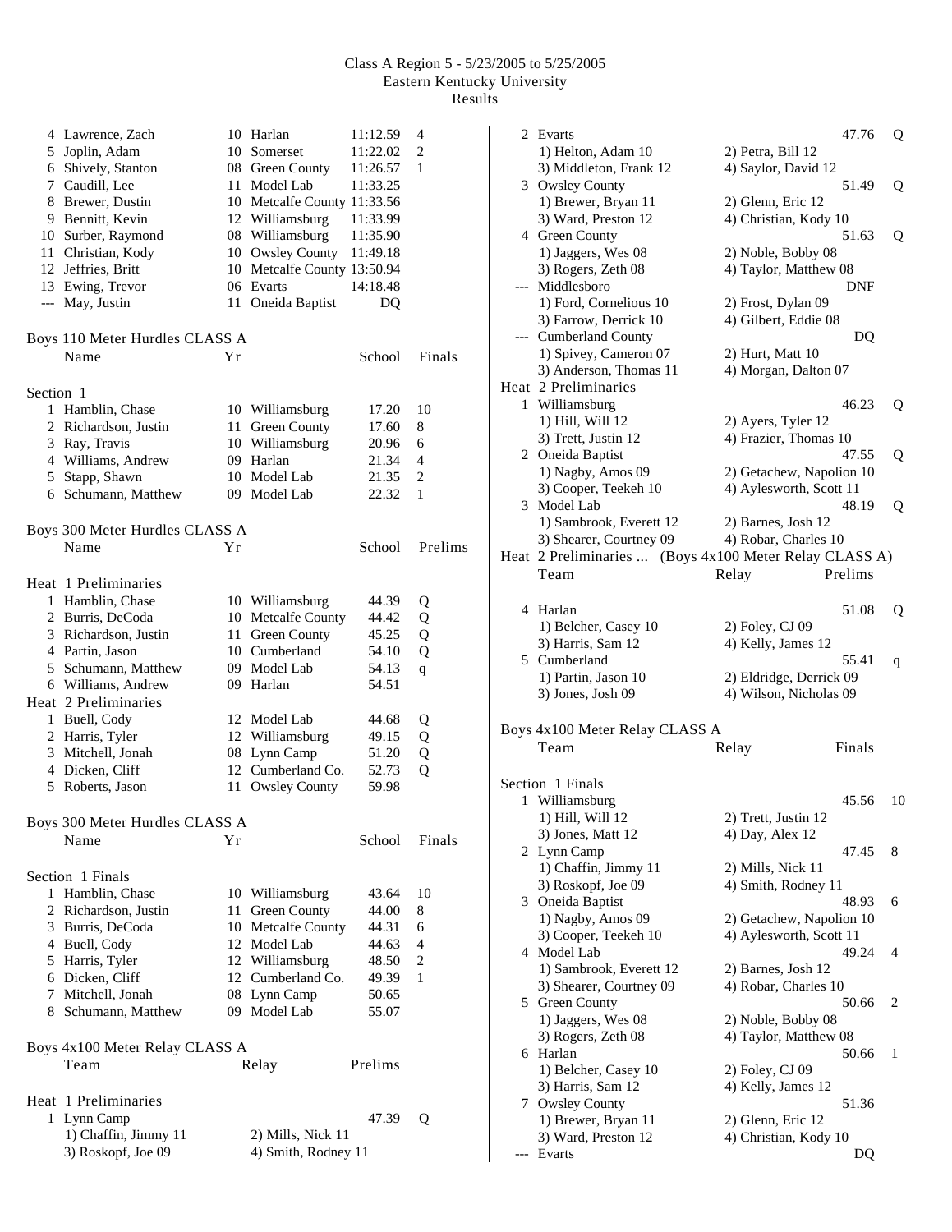Class A Region 5 - 5/23/2005 to 5/25/2005
Eastern Kentucky University
Results

| Place | Name | Yr | School | Finals | Points |
|---|---|---|---|---|---|
| 4 | Lawrence, Zach | 10 | Harlan | 11:12.59 | 4 |
| 5 | Joplin, Adam | 10 | Somerset | 11:22.02 | 2 |
| 6 | Shively, Stanton | 08 | Green County | 11:26.57 | 1 |
| 7 | Caudill, Lee | 11 | Model Lab | 11:33.25 | |
| 8 | Brewer, Dustin | 10 | Metcalfe County | 11:33.56 | |
| 9 | Bennitt, Kevin | 12 | Williamsburg | 11:33.99 | |
| 10 | Surber, Raymond | 08 | Williamsburg | 11:35.90 | |
| 11 | Christian, Kody | 10 | Owsley County | 11:49.18 | |
| 12 | Jeffries, Britt | 10 | Metcalfe County | 13:50.94 | |
| 13 | Ewing, Trevor | 06 | Evarts | 14:18.48 | |
| --- | May, Justin | 11 | Oneida Baptist | DQ | |

## Boys 110 Meter Hurdles CLASS A

Section 1

| Place | Name | Yr | School | Finals | Points |
|---|---|---|---|---|---|
| 1 | Hamblin, Chase | 10 | Williamsburg | 17.20 | 10 |
| 2 | Richardson, Justin | 11 | Green County | 17.60 | 8 |
| 3 | Ray, Travis | 10 | Williamsburg | 20.96 | 6 |
| 4 | Williams, Andrew | 09 | Harlan | 21.34 | 4 |
| 5 | Stapp, Shawn | 10 | Model Lab | 21.35 | 2 |
| 6 | Schumann, Matthew | 09 | Model Lab | 22.32 | 1 |

## Boys 300 Meter Hurdles CLASS A

Heat 1 Preliminaries

| Place | Name | Yr | School | Prelims | |
|---|---|---|---|---|---|
| 1 | Hamblin, Chase | 10 | Williamsburg | 44.39 | Q |
| 2 | Burris, DeCoda | 10 | Metcalfe County | 44.42 | Q |
| 3 | Richardson, Justin | 11 | Green County | 45.25 | Q |
| 4 | Partin, Jason | 10 | Cumberland | 54.10 | Q |
| 5 | Schumann, Matthew | 09 | Model Lab | 54.13 | q |
| 6 | Williams, Andrew | 09 | Harlan | 54.51 | |

Heat 2 Preliminaries

| Place | Name | Yr | School | Prelims | |
|---|---|---|---|---|---|
| 1 | Buell, Cody | 12 | Model Lab | 44.68 | Q |
| 2 | Harris, Tyler | 12 | Williamsburg | 49.15 | Q |
| 3 | Mitchell, Jonah | 08 | Lynn Camp | 51.20 | Q |
| 4 | Dicken, Cliff | 12 | Cumberland Co. | 52.73 | Q |
| 5 | Roberts, Jason | 11 | Owsley County | 59.98 | |

## Boys 300 Meter Hurdles CLASS A

Section 1 Finals

| Place | Name | Yr | School | Finals | Points |
|---|---|---|---|---|---|
| 1 | Hamblin, Chase | 10 | Williamsburg | 43.64 | 10 |
| 2 | Richardson, Justin | 11 | Green County | 44.00 | 8 |
| 3 | Burris, DeCoda | 10 | Metcalfe County | 44.31 | 6 |
| 4 | Buell, Cody | 12 | Model Lab | 44.63 | 4 |
| 5 | Harris, Tyler | 12 | Williamsburg | 48.50 | 2 |
| 6 | Dicken, Cliff | 12 | Cumberland Co. | 49.39 | 1 |
| 7 | Mitchell, Jonah | 08 | Lynn Camp | 50.65 | |
| 8 | Schumann, Matthew | 09 | Model Lab | 55.07 | |

## Boys 4x100 Meter Relay CLASS A

Heat 1 Preliminaries

| Place | Team | Relay | Prelims | |
|---|---|---|---|---|
| 1 | Lynn Camp | | 47.39 | Q |
| | 1) Chaffin, Jimmy 11 | 2) Mills, Nick 11 | | |
| | 3) Roskopf, Joe 09 | 4) Smith, Rodney 11 | | |
| 2 | Evarts | | 47.76 | Q |
| | 1) Helton, Adam 10 | 2) Petra, Bill 12 | | |
| | 3) Middleton, Frank 12 | 4) Saylor, David 12 | | |
| 3 | Owsley County | | 51.49 | Q |
| | 1) Brewer, Bryan 11 | 2) Glenn, Eric 12 | | |
| | 3) Ward, Preston 12 | 4) Christian, Kody 10 | | |
| 4 | Green County | | 51.63 | Q |
| | 1) Jaggers, Wes 08 | 2) Noble, Bobby 08 | | |
| | 3) Rogers, Zeth 08 | 4) Taylor, Matthew 08 | | |
| --- | Middlesboro | | DNF | |
| | 1) Ford, Cornelious 10 | 2) Frost, Dylan 09 | | |
| | 3) Farrow, Derrick 10 | 4) Gilbert, Eddie 08 | | |
| --- | Cumberland County | | DQ | |
| | 1) Spivey, Cameron 07 | 2) Hurt, Matt 10 | | |
| | 3) Anderson, Thomas 11 | 4) Morgan, Dalton 07 | | |

Heat 2 Preliminaries

| Place | Team | Relay | Prelims | |
|---|---|---|---|---|
| 1 | Williamsburg | | 46.23 | Q |
| | 1) Hill, Will 12 | 2) Ayers, Tyler 12 | | |
| | 3) Trett, Justin 12 | 4) Frazier, Thomas 10 | | |
| 2 | Oneida Baptist | | 47.55 | Q |
| | 1) Nagby, Amos 09 | 2) Getachew, Napolion 10 | | |
| | 3) Cooper, Teekeh 10 | 4) Aylesworth, Scott 11 | | |
| 3 | Model Lab | | 48.19 | Q |
| | 1) Sambrook, Everett 12 | 2) Barnes, Josh 12 | | |
| | 3) Shearer, Courtney 09 | 4) Robar, Charles 10 | | |
| 4 | Harlan | | 51.08 | Q |
| | 1) Belcher, Casey 10 | 2) Foley, CJ 09 | | |
| | 3) Harris, Sam 12 | 4) Kelly, James 12 | | |
| 5 | Cumberland | | 55.41 | q |
| | 1) Partin, Jason 10 | 2) Eldridge, Derrick 09 | | |
| | 3) Jones, Josh 09 | 4) Wilson, Nicholas 09 | | |

## Boys 4x100 Meter Relay CLASS A

Section 1 Finals

| Place | Team | Relay | Finals | Points |
|---|---|---|---|---|
| 1 | Williamsburg | | 45.56 | 10 |
| | 1) Hill, Will 12 | 2) Trett, Justin 12 | | |
| | 3) Jones, Matt 12 | 4) Day, Alex 12 | | |
| 2 | Lynn Camp | | 47.45 | 8 |
| | 1) Chaffin, Jimmy 11 | 2) Mills, Nick 11 | | |
| | 3) Roskopf, Joe 09 | 4) Smith, Rodney 11 | | |
| 3 | Oneida Baptist | | 48.93 | 6 |
| | 1) Nagby, Amos 09 | 2) Getachew, Napolion 10 | | |
| | 3) Cooper, Teekeh 10 | 4) Aylesworth, Scott 11 | | |
| 4 | Model Lab | | 49.24 | 4 |
| | 1) Sambrook, Everett 12 | 2) Barnes, Josh 12 | | |
| | 3) Shearer, Courtney 09 | 4) Robar, Charles 10 | | |
| 5 | Green County | | 50.66 | 2 |
| | 1) Jaggers, Wes 08 | 2) Noble, Bobby 08 | | |
| | 3) Rogers, Zeth 08 | 4) Taylor, Matthew 08 | | |
| 6 | Harlan | | 50.66 | 1 |
| | 1) Belcher, Casey 10 | 2) Foley, CJ 09 | | |
| | 3) Harris, Sam 12 | 4) Kelly, James 12 | | |
| 7 | Owsley County | | 51.36 | |
| | 1) Brewer, Bryan 11 | 2) Glenn, Eric 12 | | |
| | 3) Ward, Preston 12 | 4) Christian, Kody 10 | | |
| --- | Evarts | | DQ | |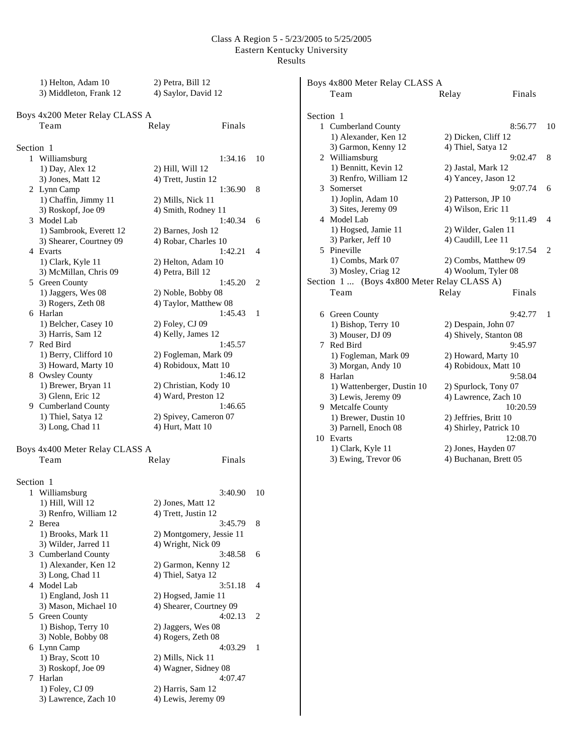Class A Region 5 - 5/23/2005 to 5/25/2005
Eastern Kentucky University
Results

| | | | | |
|---|---|---|---|---|
| | 1) Helton, Adam 10 | 2) Petra, Bill 12 | | |
| | 3) Middleton, Frank 12 | 4) Saylor, David 12 | | |

## Boys 4x200 Meter Relay CLASS A

| | Team | Relay | Finals | |
|---|---|---|---|---|
| **Section 1** | | | | |
| 1 | Williamsburg | | 1:34.16 | 10 |
| | 1) Day, Alex 12 | 2) Hill, Will 12 | | |
| | 3) Jones, Matt 12 | 4) Trett, Justin 12 | | |
| 2 | Lynn Camp | | 1:36.90 | 8 |
| | 1) Chaffin, Jimmy 11 | 2) Mills, Nick 11 | | |
| | 3) Roskopf, Joe 09 | 4) Smith, Rodney 11 | | |
| 3 | Model Lab | | 1:40.34 | 6 |
| | 1) Sambrook, Everett 12 | 2) Barnes, Josh 12 | | |
| | 3) Shearer, Courtney 09 | 4) Robar, Charles 10 | | |
| 4 | Evarts | | 1:42.21 | 4 |
| | 1) Clark, Kyle 11 | 2) Helton, Adam 10 | | |
| | 3) McMillan, Chris 09 | 4) Petra, Bill 12 | | |
| 5 | Green County | | 1:45.20 | 2 |
| | 1) Jaggers, Wes 08 | 2) Noble, Bobby 08 | | |
| | 3) Rogers, Zeth 08 | 4) Taylor, Matthew 08 | | |
| 6 | Harlan | | 1:45.43 | 1 |
| | 1) Belcher, Casey 10 | 2) Foley, CJ 09 | | |
| | 3) Harris, Sam 12 | 4) Kelly, James 12 | | |
| 7 | Red Bird | | 1:45.57 | |
| | 1) Berry, Clifford 10 | 2) Fogleman, Mark 09 | | |
| | 3) Howard, Marty 10 | 4) Robidoux, Matt 10 | | |
| 8 | Owsley County | | 1:46.12 | |
| | 1) Brewer, Bryan 11 | 2) Christian, Kody 10 | | |
| | 3) Glenn, Eric 12 | 4) Ward, Preston 12 | | |
| 9 | Cumberland County | | 1:46.65 | |
| | 1) Thiel, Satya 12 | 2) Spivey, Cameron 07 | | |
| | 3) Long, Chad 11 | 4) Hurt, Matt 10 | | |

## Boys 4x400 Meter Relay CLASS A

| | Team | Relay | Finals | |
|---|---|---|---|---|
| **Section 1** | | | | |
| 1 | Williamsburg | | 3:40.90 | 10 |
| | 1) Hill, Will 12 | 2) Jones, Matt 12 | | |
| | 3) Renfro, William 12 | 4) Trett, Justin 12 | | |
| 2 | Berea | | 3:45.79 | 8 |
| | 1) Brooks, Mark 11 | 2) Montgomery, Jessie 11 | | |
| | 3) Wilder, Jarred 11 | 4) Wright, Nick 09 | | |
| 3 | Cumberland County | | 3:48.58 | 6 |
| | 1) Alexander, Ken 12 | 2) Garmon, Kenny 12 | | |
| | 3) Long, Chad 11 | 4) Thiel, Satya 12 | | |
| 4 | Model Lab | | 3:51.18 | 4 |
| | 1) England, Josh 11 | 2) Hogsed, Jamie 11 | | |
| | 3) Mason, Michael 10 | 4) Shearer, Courtney 09 | | |
| 5 | Green County | | 4:02.13 | 2 |
| | 1) Bishop, Terry 10 | 2) Jaggers, Wes 08 | | |
| | 3) Noble, Bobby 08 | 4) Rogers, Zeth 08 | | |
| 6 | Lynn Camp | | 4:03.29 | 1 |
| | 1) Bray, Scott 10 | 2) Mills, Nick 11 | | |
| | 3) Roskopf, Joe 09 | 4) Wagner, Sidney 08 | | |
| 7 | Harlan | | 4:07.47 | |
| | 1) Foley, CJ 09 | 2) Harris, Sam 12 | | |
| | 3) Lawrence, Zach 10 | 4) Lewis, Jeremy 09 | | |

## Boys 4x800 Meter Relay CLASS A

| | Team | Relay | Finals | |
|---|---|---|---|---|
| **Section 1** | | | | |
| 1 | Cumberland County | | 8:56.77 | 10 |
| | 1) Alexander, Ken 12 | 2) Dicken, Cliff 12 | | |
| | 3) Garmon, Kenny 12 | 4) Thiel, Satya 12 | | |
| 2 | Williamsburg | | 9:02.47 | 8 |
| | 1) Bennitt, Kevin 12 | 2) Jastal, Mark 12 | | |
| | 3) Renfro, William 12 | 4) Yancey, Jason 12 | | |
| 3 | Somerset | | 9:07.74 | 6 |
| | 1) Joplin, Adam 10 | 2) Patterson, JP 10 | | |
| | 3) Sites, Jeremy 09 | 4) Wilson, Eric 11 | | |
| 4 | Model Lab | | 9:11.49 | 4 |
| | 1) Hogsed, Jamie 11 | 2) Wilder, Galen 11 | | |
| | 3) Parker, Jeff 10 | 4) Caudill, Lee 11 | | |
| 5 | Pineville | | 9:17.54 | 2 |
| | 1) Combs, Mark 07 | 2) Combs, Matthew 09 | | |
| | 3) Mosley, Criag 12 | 4) Woolum, Tyler 08 | | |
| **Section 1 ... (Boys 4x800 Meter Relay CLASS A)** | | | | |
| 6 | Green County | | 9:42.77 | 1 |
| | 1) Bishop, Terry 10 | 2) Despain, John 07 | | |
| | 3) Mouser, DJ 09 | 4) Shively, Stanton 08 | | |
| 7 | Red Bird | | 9:45.97 | |
| | 1) Fogleman, Mark 09 | 2) Howard, Marty 10 | | |
| | 3) Morgan, Andy 10 | 4) Robidoux, Matt 10 | | |
| 8 | Harlan | | 9:58.04 | |
| | 1) Wattenberger, Dustin 10 | 2) Spurlock, Tony 07 | | |
| | 3) Lewis, Jeremy 09 | 4) Lawrence, Zach 10 | | |
| 9 | Metcalfe County | | 10:20.59 | |
| | 1) Brewer, Dustin 10 | 2) Jeffries, Britt 10 | | |
| | 3) Parnell, Enoch 08 | 4) Shirley, Patrick 10 | | |
| 10 | Evarts | | 12:08.70 | |
| | 1) Clark, Kyle 11 | 2) Jones, Hayden 07 | | |
| | 3) Ewing, Trevor 06 | 4) Buchanan, Brett 05 | | |